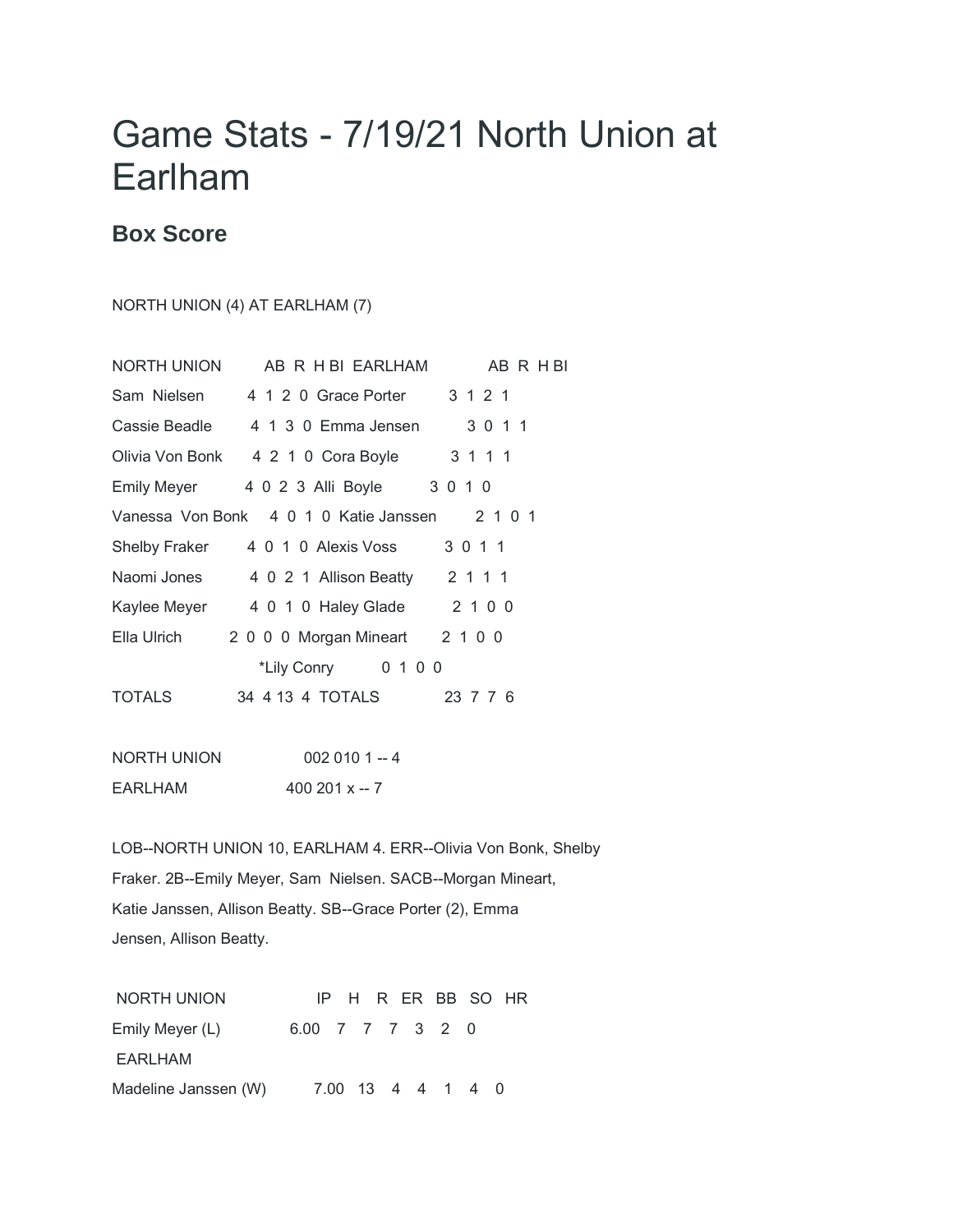# Game Stats - 7/19/21 North Union at Earlham

## Box Score

NORTH UNION (4) AT EARLHAM (7)

| NORTH UNION | AB | R | H | BI | EARLHAM | AB | R | H | BI |
|---|---|---|---|---|---|---|---|---|---|
| Sam Nielsen | 4 | 1 | 2 | 0 | Grace Porter | 3 | 1 | 2 | 1 |
| Cassie Beadle | 4 | 1 | 3 | 0 | Emma Jensen | 3 | 0 | 1 | 1 |
| Olivia Von Bonk | 4 | 2 | 1 | 0 | Cora Boyle | 3 | 1 | 1 | 1 |
| Emily Meyer | 4 | 0 | 2 | 3 | Alli Boyle | 3 | 0 | 1 | 0 |
| Vanessa Von Bonk | 4 | 0 | 1 | 0 | Katie Janssen | 2 | 1 | 0 | 1 |
| Shelby Fraker | 4 | 0 | 1 | 0 | Alexis Voss | 3 | 0 | 1 | 1 |
| Naomi Jones | 4 | 0 | 2 | 1 | Allison Beatty | 2 | 1 | 1 | 1 |
| Kaylee Meyer | 4 | 0 | 1 | 0 | Haley Glade | 2 | 1 | 0 | 0 |
| Ella Ulrich | 2 | 0 | 0 | 0 | Morgan Mineart | 2 | 1 | 0 | 0 |
| | | | | | *Lily Conry | 0 | 1 | 0 | 0 |
| TOTALS | 34 | 4 | 13 | 4 | TOTALS | 23 | 7 | 7 | 6 |

NORTH UNION 002 010 1 -- 4

EARLHAM 400 201 x -- 7

LOB--NORTH UNION 10, EARLHAM 4. ERR--Olivia Von Bonk, Shelby Fraker. 2B--Emily Meyer, Sam Nielsen. SACB--Morgan Mineart, Katie Janssen, Allison Beatty. SB--Grace Porter (2), Emma Jensen, Allison Beatty.

| NORTH UNION | IP | H | R | ER | BB | SO | HR |
|---|---|---|---|---|---|---|---|
| Emily Meyer (L) | 6.00 | 7 | 7 | 7 | 3 | 2 | 0 |
| **EARLHAM** | | | | | | | |
| Madeline Janssen (W) | 7.00 | 13 | 4 | 4 | 1 | 4 | 0 |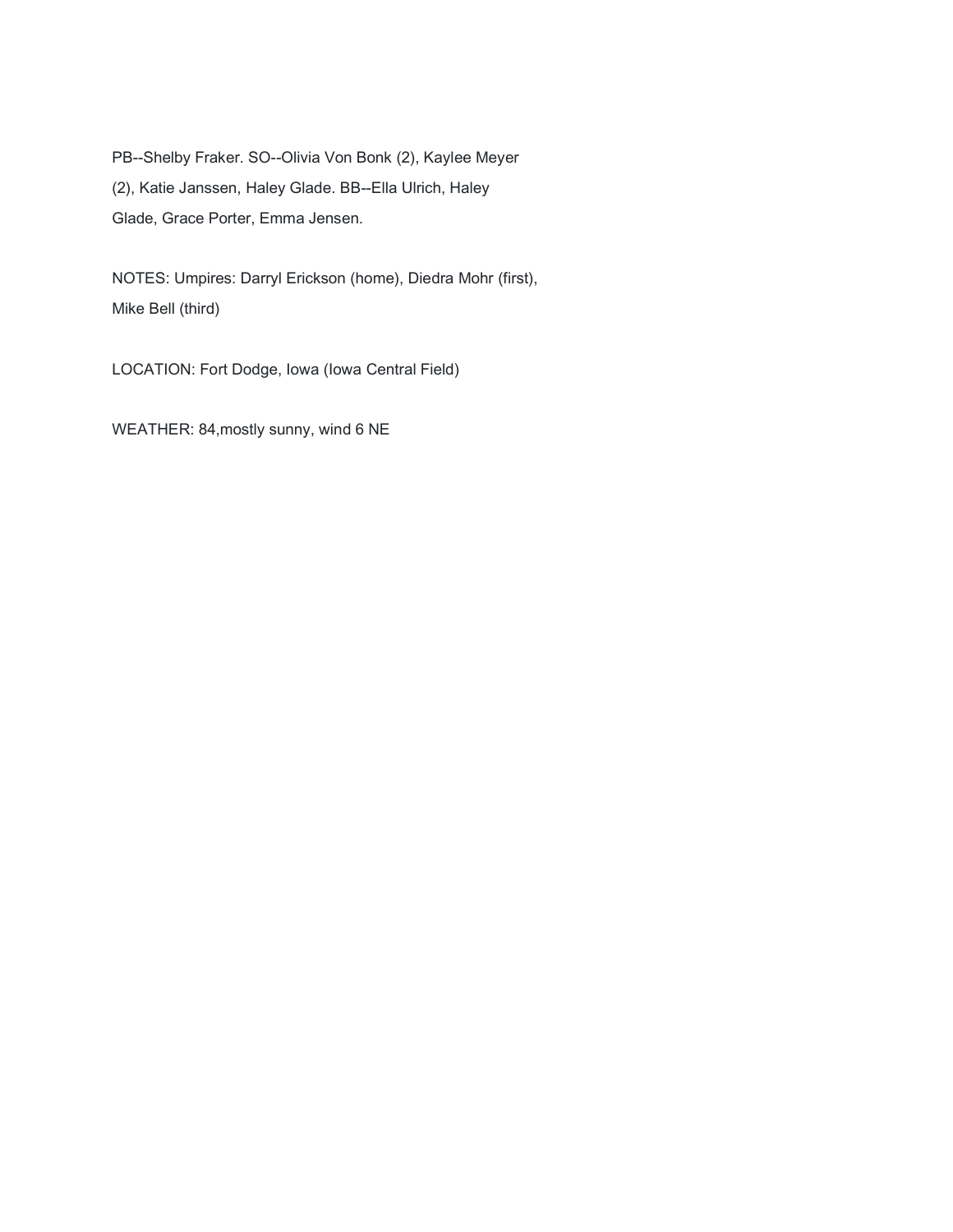PB--Shelby Fraker. SO--Olivia Von Bonk (2), Kaylee Meyer (2), Katie Janssen, Haley Glade. BB--Ella Ulrich, Haley Glade, Grace Porter, Emma Jensen.

NOTES: Umpires: Darryl Erickson (home), Diedra Mohr (first), Mike Bell (third)

LOCATION: Fort Dodge, Iowa (Iowa Central Field)

WEATHER: 84,mostly sunny, wind 6 NE